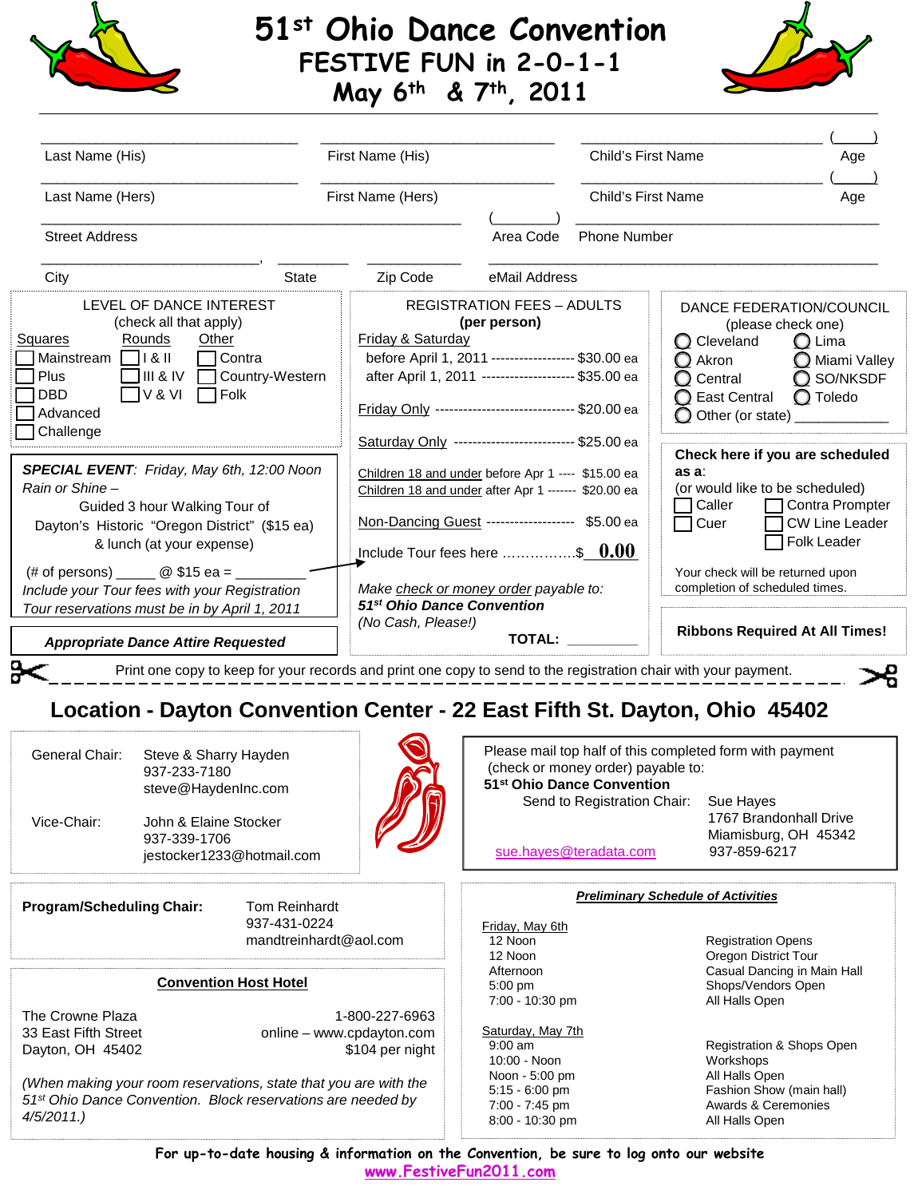# 51st Ohio Dance Convention

## FESTIVE FUN in 2-0-1-1

## May 6th & 7th, 2011

| | | | |
|---|---|---|---|
| Last Name (His) | First Name (His) | Child's First Name | ( ) Age |
| Last Name (Hers) | First Name (Hers) | Child's First Name | ( ) Age |
| Street Address | | ( ) Area Code | Phone Number |
| City, State | Zip Code | eMail Address | |

**LEVEL OF DANCE INTEREST**
(check all that apply)

| Squares | Rounds | Other |
|---|---|---|
| ☐ Mainstream | ☐ I & II | ☐ Contra |
| ☐ Plus | ☐ III & IV | ☐ Country-Western |
| ☐ DBD | ☐ V & VI | ☐ Folk |
| ☐ Advanced | | |
| ☐ Challenge | | |

***SPECIAL EVENT**: Friday, May 6th, 12:00 Noon*
*Rain or Shine –*
Guided 3 hour Walking Tour of
Dayton's Historic "Oregon District" ($15 ea)
& lunch (at your expense)

(# of persons) _____ @ $15 ea = _________
*Include your Tour fees with your Registration*
*Tour reservations must be in by April 1, 2011*

***Appropriate Dance Attire Requested***

**REGISTRATION FEES – ADULTS**
**(per person)**

Friday & Saturday
- before April 1, 2011 ---------------- $30.00 ea
- after April 1, 2011 ------------------ $35.00 ea

Friday Only ---------------------------- $20.00 ea

Saturday Only ------------------------ $25.00 ea

Children 18 and under before Apr 1 ---- $15.00 ea
Children 18 and under after Apr 1 ------- $20.00 ea

Non-Dancing Guest ------------------ $5.00 ea

Include Tour fees here ……………..$ **0.00**

*Make check or money order payable to:*
***51st Ohio Dance Convention***
*(No Cash, Please!)*

**TOTAL:** _________

**DANCE FEDERATION/COUNCIL**
(please check one)

| | |
|---|---|
| ◯ Cleveland | ◯ Lima |
| ◯ Akron | ◯ Miami Valley |
| ◯ Central | ◯ SO/NKSDF |
| ◯ East Central | ◯ Toledo |
| ◯ Other (or state) ____________ | |

**Check here if you are scheduled as a**:
(or would like to be scheduled)

| | |
|---|---|
| ☐ Caller | ☐ Contra Prompter |
| ☐ Cuer | ☐ CW Line Leader |
| | ☐ Folk Leader |

Your check will be returned upon completion of scheduled times.

**Ribbons Required At All Times!**

Print one copy to keep for your records and print one copy to send to the registration chair with your payment.

---

## Location - Dayton Convention Center - 22 East Fifth St. Dayton, Ohio 45402

General Chair: Steve & Sharry Hayden
937-233-7180
steve@HaydenInc.com

Vice-Chair: John & Elaine Stocker
937-339-1706
jestocker1233@hotmail.com

Please mail top half of this completed form with payment (check or money order) payable to:
**51st Ohio Dance Convention**
Send to Registration Chair: Sue Hayes
1767 Brandonhall Drive
Miamisburg, OH 45342
937-859-6217
sue.hayes@teradata.com

**Program/Scheduling Chair:** Tom Reinhardt
937-431-0224
mandtreinhardt@aol.com

**Convention Host Hotel**

The Crowne Plaza
33 East Fifth Street
Dayton, OH 45402

1-800-227-6963
online – www.cpdayton.com
$104 per night

*(When making your room reservations, state that you are with the 51st Ohio Dance Convention. Block reservations are needed by 4/5/2011.)*

***Preliminary Schedule of Activities***

Friday, May 6th

| | |
|---|---|
| 12 Noon | Registration Opens |
| 12 Noon | Oregon District Tour |
| Afternoon | Casual Dancing in Main Hall |
| 5:00 pm | Shops/Vendors Open |
| 7:00 - 10:30 pm | All Halls Open |

Saturday, May 7th

| | |
|---|---|
| 9:00 am | Registration & Shops Open |
| 10:00 - Noon | Workshops |
| Noon - 5:00 pm | All Halls Open |
| 5:15 - 6:00 pm | Fashion Show (main hall) |
| 7:00 - 7:45 pm | Awards & Ceremonies |
| 8:00 - 10:30 pm | All Halls Open |

**For up-to-date housing & information on the Convention, be sure to log onto our website**
**www.FestiveFun2011.com**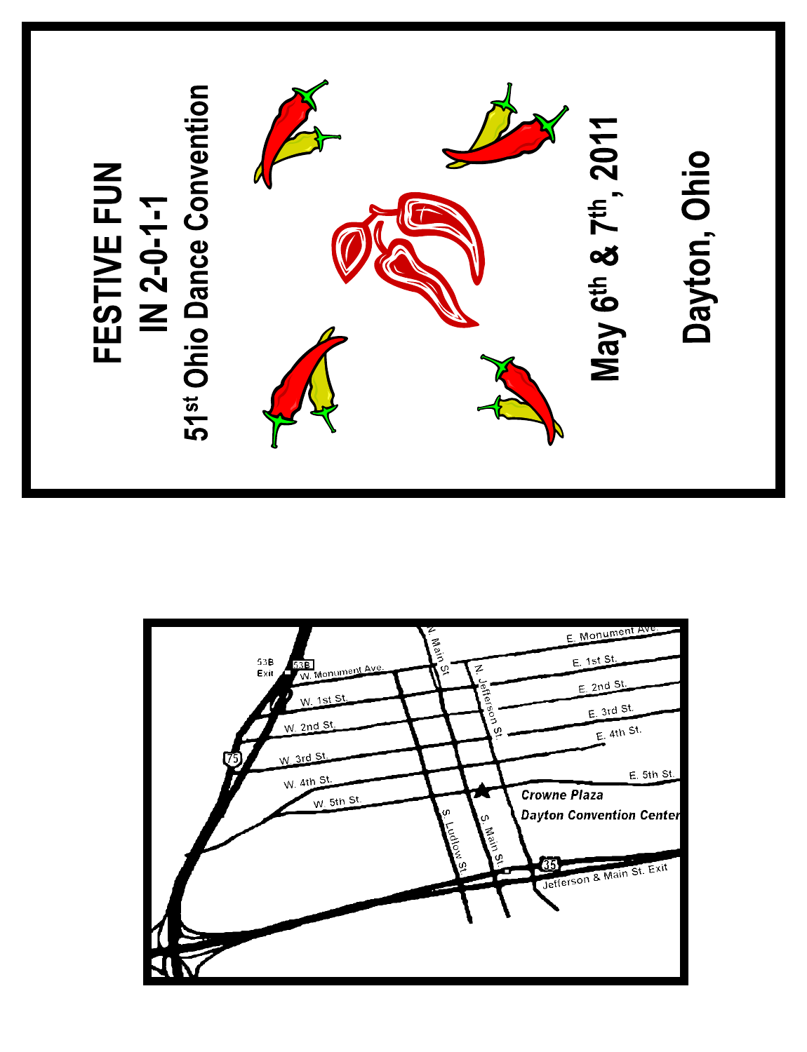# FESTIVE FUN
# IN 2-0-1-1

## 51st Ohio Dance Convention

## May 6th & 7th, 2011

## Dayton, Ohio

E. Monument Ave.
E. 1st St.
E. 2nd St.
E. 3rd St.
E. 4th St.
E. 5th St.
W. Monument Ave.
W. 1st St.
W. 2nd St.
W. 3rd St.
W. 4th St.
W. 5th St.
N. Main St.
N. Jefferson St.
S. Ludlow St.
S. Main St.
53B Exit
53B
75
35
Jefferson & Main St. Exit
*Crowne Plaza*
*Dayton Convention Center*